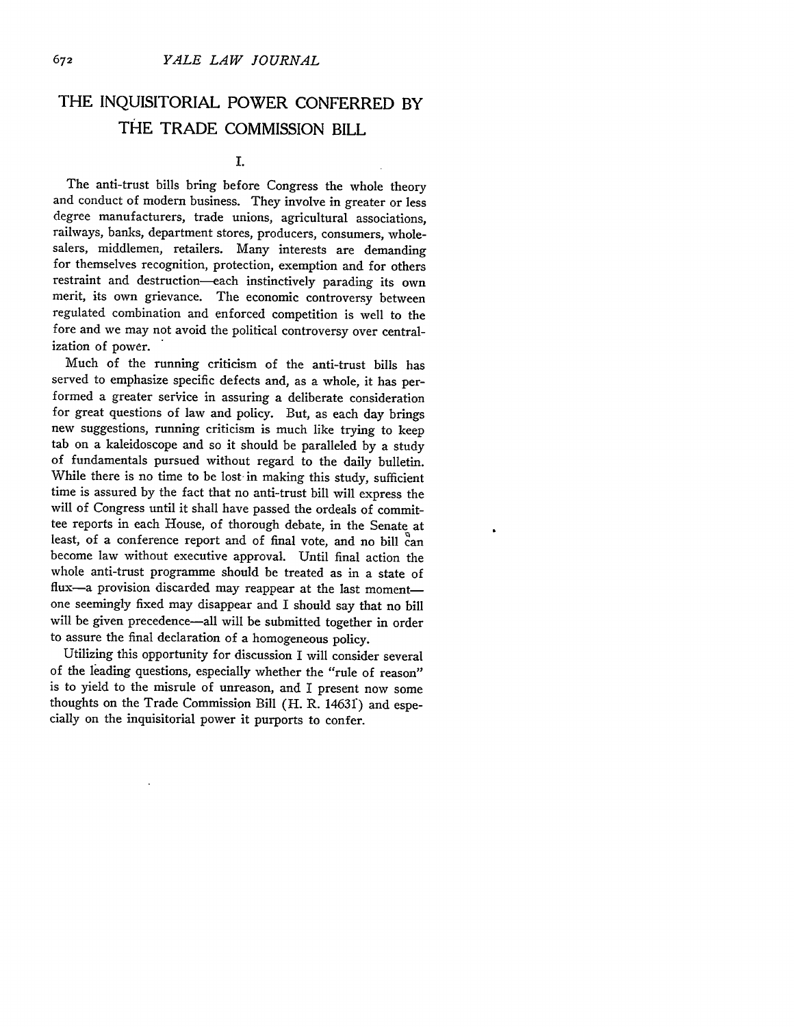# THE INQUISITORIAL POWER CONFERRED BY THE TRADE COMMISSION BILL

## I.

The anti-trust bills bring before Congress the whole theory and conduct of modern business. They involve in greater or less degree manufacturers, trade unions, agricultural associations, railways, banks, department stores, producers, consumers, wholesalers, middlemen, retailers. Many interests are demanding for themselves recognition, protection, exemption and for others restraint and destruction—each instinctively parading its own merit, its own grievance. The economic controversy between regulated combination and enforced competition is well to the fore and we may not avoid the political controversy over centralization of power.

Much of the running criticism of the anti-trust bills has served to emphasize specific defects and, as a whole, it has performed a greater service in assuring a deliberate consideration for great questions of law and policy. But, as each day brings new suggestions, running criticism is much like trying to keep tab on a kaleidoscope and so it should be paralleled by a study of fundamentals pursued without regard to the daily bulletin. While there is no time to be lost in making this study, sufficient time is assured by the fact that no anti-trust bill will express the will of Congress until it shall have passed the ordeals of committee reports in each House, of thorough debate, in the Senate at least, of a conference report and of final vote, and no bill can become law without executive approval. Until final action the whole anti-trust programme should be treated as in a state of flux—a provision discarded may reappear at the last moment—one seemingly fixed may disappear and I should say that no bill will be given precedence—all will be submitted together in order to assure the final declaration of a homogeneous policy.

Utilizing this opportunity for discussion I will consider several of the leading questions, especially whether the "rule of reason" is to yield to the misrule of unreason, and I present now some thoughts on the Trade Commission Bill (H. R. 14631) and especially on the inquisitorial power it purports to confer.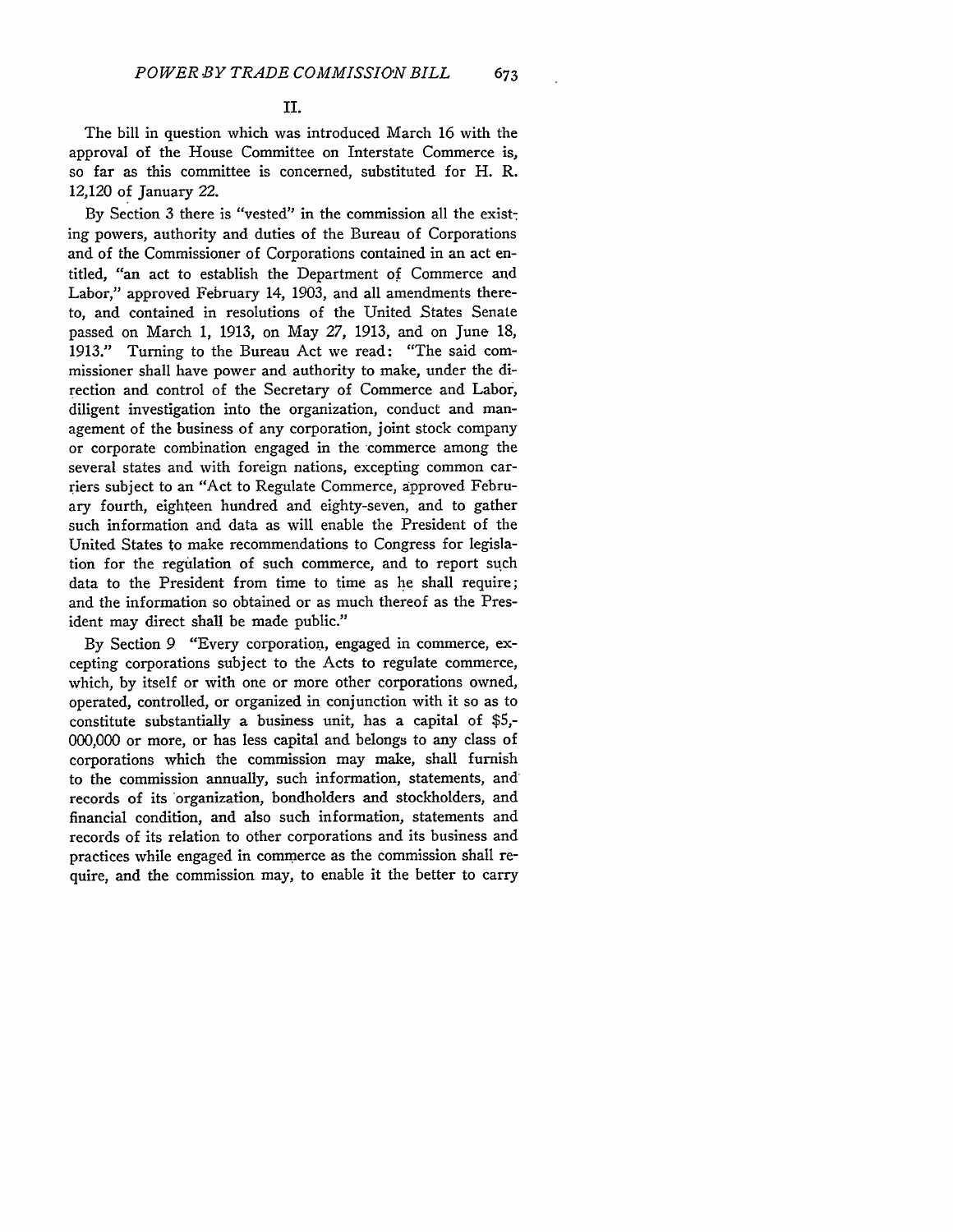## II.

The bill in question which was introduced March 16 with the approval of the House Committee on Interstate Commerce is, so far as this committee is concerned, substituted for H. R. 12,120 of January 22.

By Section 3 there is "vested" in the commission all the existing powers, authority and duties of the Bureau of Corporations and of the Commissioner of Corporations contained in an act entitled, "an act to establish the Department of Commerce and Labor," approved February 14, 1903, and all amendments thereto, and contained in resolutions of the United States Senate passed on March 1, 1913, on May 27, 1913, and on June 18, 1913." Turning to the Bureau Act we read: "The said commissioner shall have power and authority to make, under the direction and control of the Secretary of Commerce and Labor, diligent investigation into the organization, conduct and management of the business of any corporation, joint stock company or corporate combination engaged in the commerce among the several states and with foreign nations, excepting common carriers subject to an "Act to Regulate Commerce, approved February fourth, eighteen hundred and eighty-seven, and to gather such information and data as will enable the President of the United States to make recommendations to Congress for legislation for the regulation of such commerce, and to report such data to the President from time to time as he shall require; and the information so obtained or as much thereof as the President may direct shall be made public."

By Section 9 "Every corporation, engaged in commerce, excepting corporations subject to the Acts to regulate commerce, which, by itself or with one or more other corporations owned, operated, controlled, or organized in conjunction with it so as to constitute substantially a business unit, has a capital of $5,000,000 or more, or has less capital and belongs to any class of corporations which the commission may make, shall furnish to the commission annually, such information, statements, and records of its organization, bondholders and stockholders, and financial condition, and also such information, statements and records of its relation to other corporations and its business and practices while engaged in commerce as the commission shall require, and the commission may, to enable it the better to carry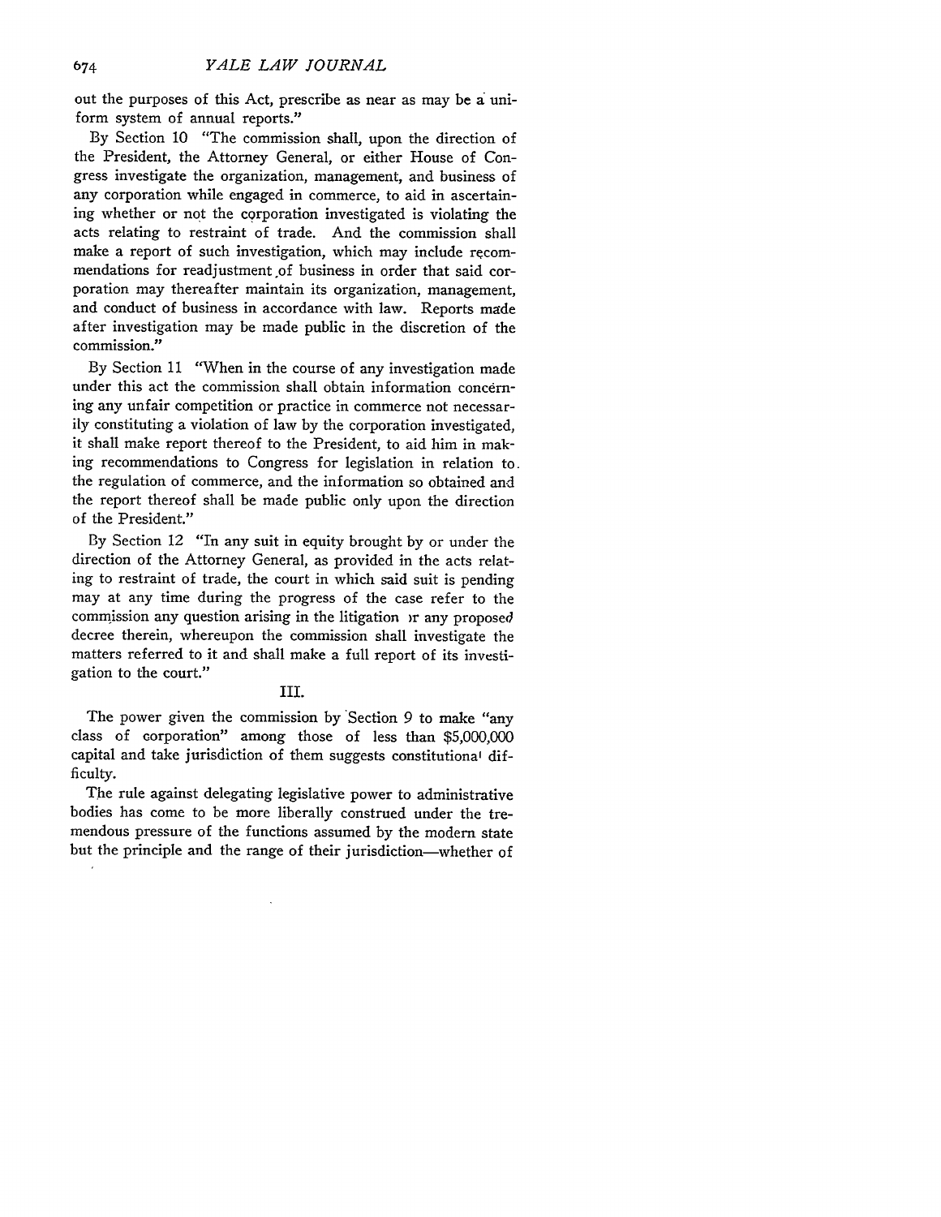out the purposes of this Act, prescribe as near as may be a uniform system of annual reports."

By Section 10 "The commission shall, upon the direction of the President, the Attorney General, or either House of Congress investigate the organization, management, and business of any corporation while engaged in commerce, to aid in ascertaining whether or not the corporation investigated is violating the acts relating to restraint of trade. And the commission shall make a report of such investigation, which may include recommendations for readjustment of business in order that said corporation may thereafter maintain its organization, management, and conduct of business in accordance with law. Reports made after investigation may be made public in the discretion of the commission."

By Section 11 "When in the course of any investigation made under this act the commission shall obtain information concerning any unfair competition or practice in commerce not necessarily constituting a violation of law by the corporation investigated, it shall make report thereof to the President, to aid him in making recommendations to Congress for legislation in relation to the regulation of commerce, and the information so obtained and the report thereof shall be made public only upon the direction of the President."

By Section 12 "In any suit in equity brought by or under the direction of the Attorney General, as provided in the acts relating to restraint of trade, the court in which said suit is pending may at any time during the progress of the case refer to the commission any question arising in the litigation or any proposed decree therein, whereupon the commission shall investigate the matters referred to it and shall make a full report of its investigation to the court."

## III.

The power given the commission by Section 9 to make "any class of corporation" among those of less than $5,000,000 capital and take jurisdiction of them suggests constitutional difficulty.

The rule against delegating legislative power to administrative bodies has come to be more liberally construed under the tremendous pressure of the functions assumed by the modern state but the principle and the range of their jurisdiction—whether of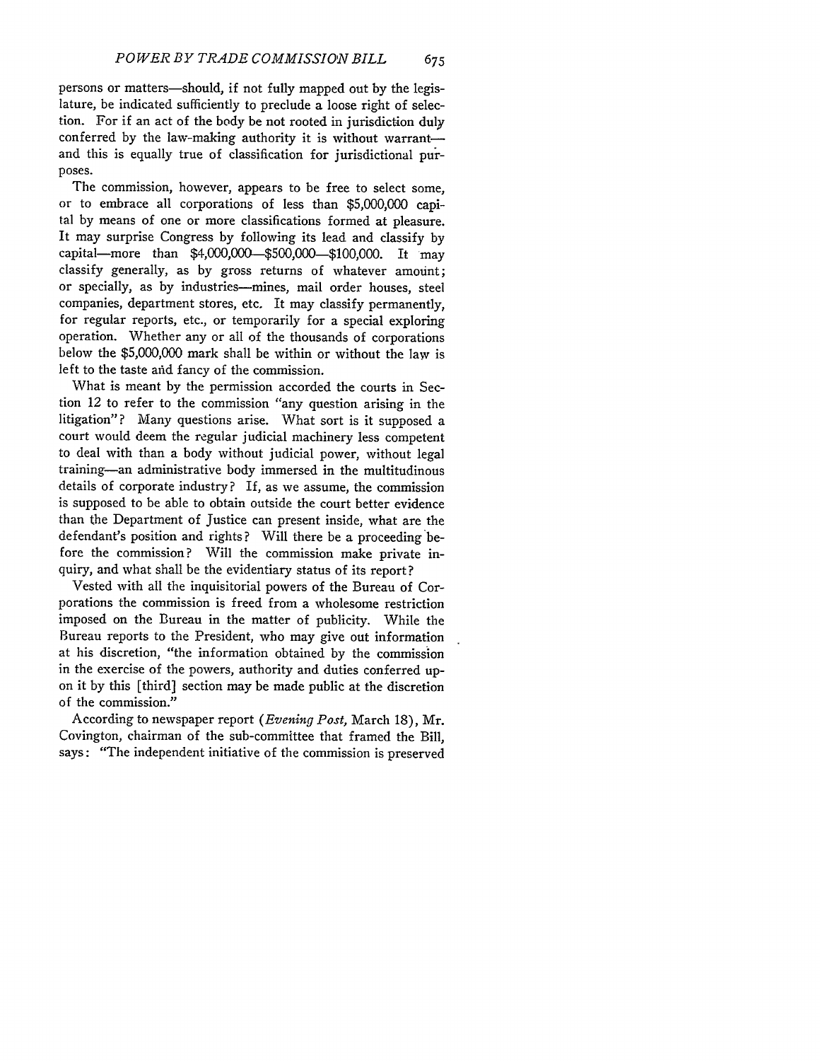persons or matters—should, if not fully mapped out by the legislature, be indicated sufficiently to preclude a loose right of selection. For if an act of the body be not rooted in jurisdiction duly conferred by the law-making authority it is without warrant—and this is equally true of classification for jurisdictional purposes.

The commission, however, appears to be free to select some, or to embrace all corporations of less than $5,000,000 capital by means of one or more classifications formed at pleasure. It may surprise Congress by following its lead and classify by capital—more than $4,000,000—$500,000—$100,000. It may classify generally, as by gross returns of whatever amount; or specially, as by industries—mines, mail order houses, steel companies, department stores, etc. It may classify permanently, for regular reports, etc., or temporarily for a special exploring operation. Whether any or all of the thousands of corporations below the $5,000,000 mark shall be within or without the law is left to the taste and fancy of the commission.

What is meant by the permission accorded the courts in Section 12 to refer to the commission "any question arising in the litigation"? Many questions arise. What sort is it supposed a court would deem the regular judicial machinery less competent to deal with than a body without judicial power, without legal training—an administrative body immersed in the multitudinous details of corporate industry? If, as we assume, the commission is supposed to be able to obtain outside the court better evidence than the Department of Justice can present inside, what are the defendant's position and rights? Will there be a proceeding before the commission? Will the commission make private inquiry, and what shall be the evidentiary status of its report?

Vested with all the inquisitorial powers of the Bureau of Corporations the commission is freed from a wholesome restriction imposed on the Bureau in the matter of publicity. While the Bureau reports to the President, who may give out information at his discretion, "the information obtained by the commission in the exercise of the powers, authority and duties conferred upon it by this [third] section may be made public at the discretion of the commission."

According to newspaper report (*Evening Post,* March 18), Mr. Covington, chairman of the sub-committee that framed the Bill, says: "The independent initiative of the commission is preserved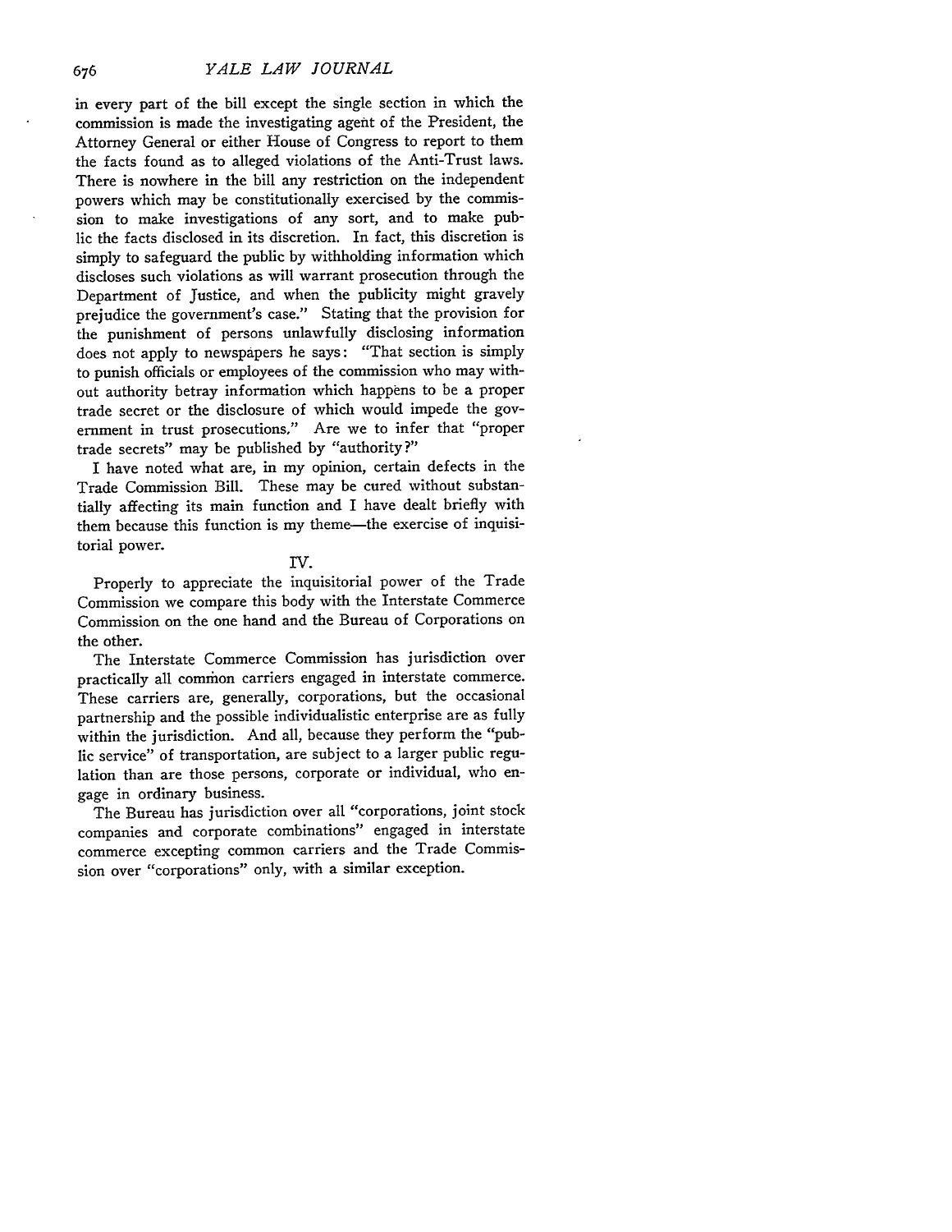in every part of the bill except the single section in which the commission is made the investigating agent of the President, the Attorney General or either House of Congress to report to them the facts found as to alleged violations of the Anti-Trust laws. There is nowhere in the bill any restriction on the independent powers which may be constitutionally exercised by the commission to make investigations of any sort, and to make public the facts disclosed in its discretion. In fact, this discretion is simply to safeguard the public by withholding information which discloses such violations as will warrant prosecution through the Department of Justice, and when the publicity might gravely prejudice the government's case." Stating that the provision for the punishment of persons unlawfully disclosing information does not apply to newspapers he says: "That section is simply to punish officials or employees of the commission who may without authority betray information which happens to be a proper trade secret or the disclosure of which would impede the government in trust prosecutions." Are we to infer that "proper trade secrets" may be published by "authority?"

I have noted what are, in my opinion, certain defects in the Trade Commission Bill. These may be cured without substantially affecting its main function and I have dealt briefly with them because this function is my theme—the exercise of inquisitorial power.

## IV.

Properly to appreciate the inquisitorial power of the Trade Commission we compare this body with the Interstate Commerce Commission on the one hand and the Bureau of Corporations on the other.

The Interstate Commerce Commission has jurisdiction over practically all common carriers engaged in interstate commerce. These carriers are, generally, corporations, but the occasional partnership and the possible individualistic enterprise are as fully within the jurisdiction. And all, because they perform the "public service" of transportation, are subject to a larger public regulation than are those persons, corporate or individual, who engage in ordinary business.

The Bureau has jurisdiction over all "corporations, joint stock companies and corporate combinations" engaged in interstate commerce excepting common carriers and the Trade Commission over "corporations" only, with a similar exception.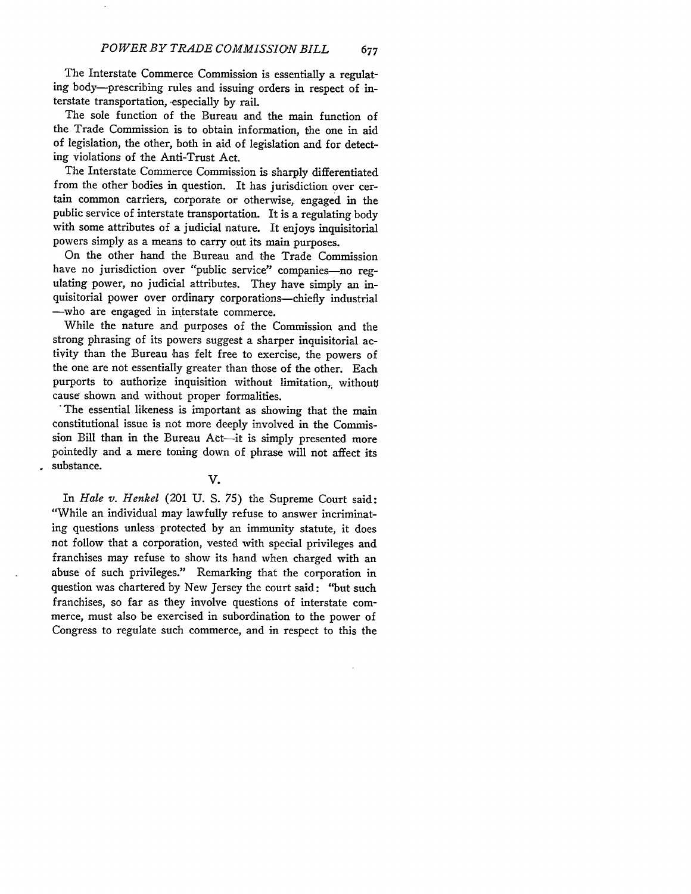The Interstate Commerce Commission is essentially a regulating body—prescribing rules and issuing orders in respect of interstate transportation, especially by rail.

The sole function of the Bureau and the main function of the Trade Commission is to obtain information, the one in aid of legislation, the other, both in aid of legislation and for detecting violations of the Anti-Trust Act.

The Interstate Commerce Commission is sharply differentiated from the other bodies in question. It has jurisdiction over certain common carriers, corporate or otherwise, engaged in the public service of interstate transportation. It is a regulating body with some attributes of a judicial nature. It enjoys inquisitorial powers simply as a means to carry out its main purposes.

On the other hand the Bureau and the Trade Commission have no jurisdiction over "public service" companies—no regulating power, no judicial attributes. They have simply an inquisitorial power over ordinary corporations—chiefly industrial—who are engaged in interstate commerce.

While the nature and purposes of the Commission and the strong phrasing of its powers suggest a sharper inquisitorial activity than the Bureau has felt free to exercise, the powers of the one are not essentially greater than those of the other. Each purports to authorize inquisition without limitation, without cause shown and without proper formalities.

The essential likeness is important as showing that the main constitutional issue is not more deeply involved in the Commission Bill than in the Bureau Act—it is simply presented more pointedly and a mere toning down of phrase will not affect its substance.

## V.

In *Hale v. Henkel* (201 U. S. 75) the Supreme Court said: "While an individual may lawfully refuse to answer incriminating questions unless protected by an immunity statute, it does not follow that a corporation, vested with special privileges and franchises may refuse to show its hand when charged with an abuse of such privileges." Remarking that the corporation in question was chartered by New Jersey the court said: "but such franchises, so far as they involve questions of interstate commerce, must also be exercised in subordination to the power of Congress to regulate such commerce, and in respect to this the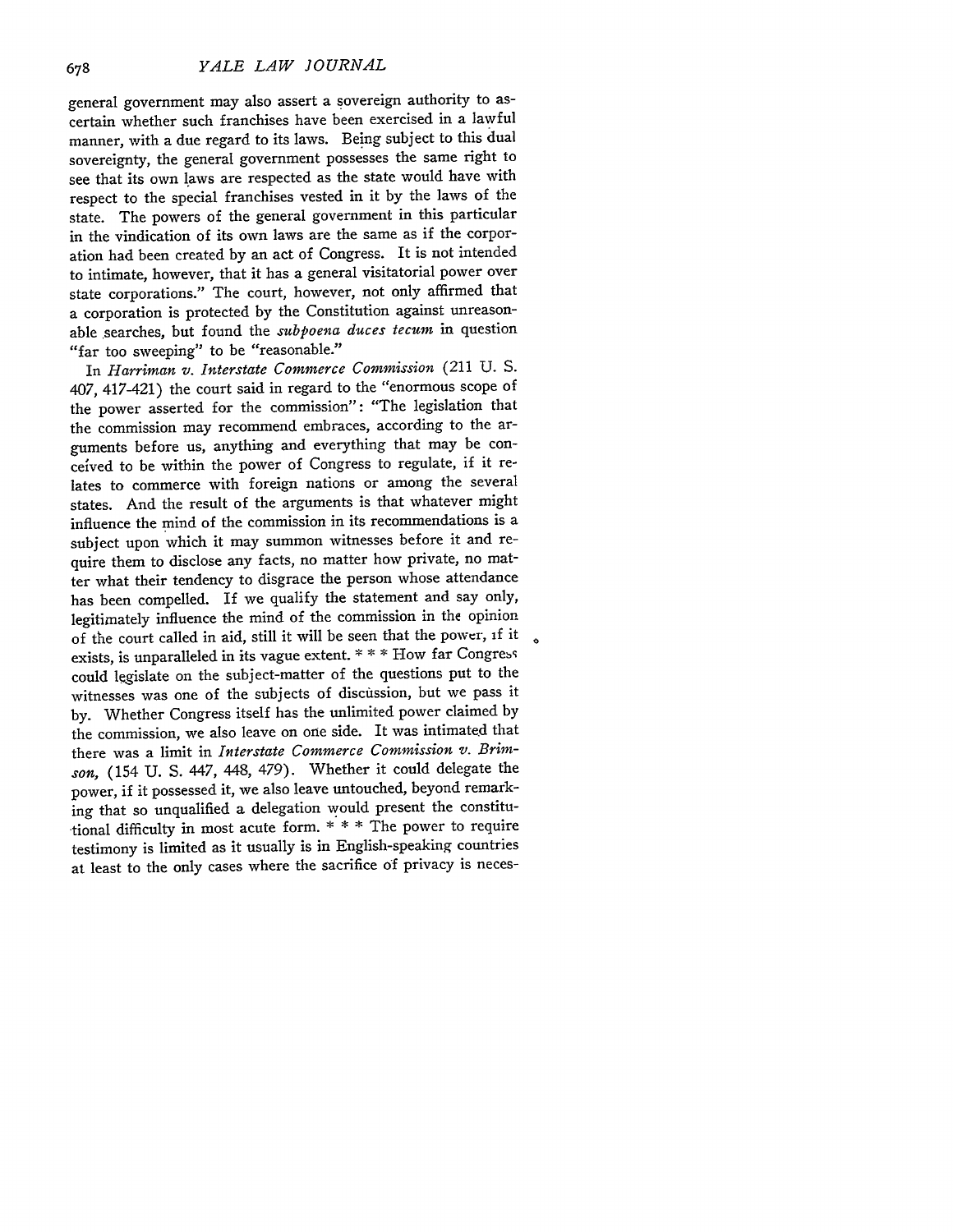general government may also assert a sovereign authority to ascertain whether such franchises have been exercised in a lawful manner, with a due regard to its laws. Being subject to this dual sovereignty, the general government possesses the same right to see that its own laws are respected as the state would have with respect to the special franchises vested in it by the laws of the state. The powers of the general government in this particular in the vindication of its own laws are the same as if the corporation had been created by an act of Congress. It is not intended to intimate, however, that it has a general visitatorial power over state corporations." The court, however, not only affirmed that a corporation is protected by the Constitution against unreasonable searches, but found the *subpoena duces tecum* in question "far too sweeping" to be "reasonable."

In *Harriman v. Interstate Commerce Commission* (211 U. S. 407, 417-421) the court said in regard to the "enormous scope of the power asserted for the commission": "The legislation that the commission may recommend embraces, according to the arguments before us, anything and everything that may be conceived to be within the power of Congress to regulate, if it relates to commerce with foreign nations or among the several states. And the result of the arguments is that whatever might influence the mind of the commission in its recommendations is a subject upon which it may summon witnesses before it and require them to disclose any facts, no matter how private, no matter what their tendency to disgrace the person whose attendance has been compelled. If we qualify the statement and say only, legitimately influence the mind of the commission in the opinion of the court called in aid, still it will be seen that the power, if it exists, is unparalleled in its vague extent. * * * How far Congress could legislate on the subject-matter of the questions put to the witnesses was one of the subjects of discussion, but we pass it by. Whether Congress itself has the unlimited power claimed by the commission, we also leave on one side. It was intimated that there was a limit in *Interstate Commerce Commission v. Brimson,* (154 U. S. 447, 448, 479). Whether it could delegate the power, if it possessed it, we also leave untouched, beyond remarking that so unqualified a delegation would present the constitutional difficulty in most acute form. * * * The power to require testimony is limited as it usually is in English-speaking countries at least to the only cases where the sacrifice of privacy is neces-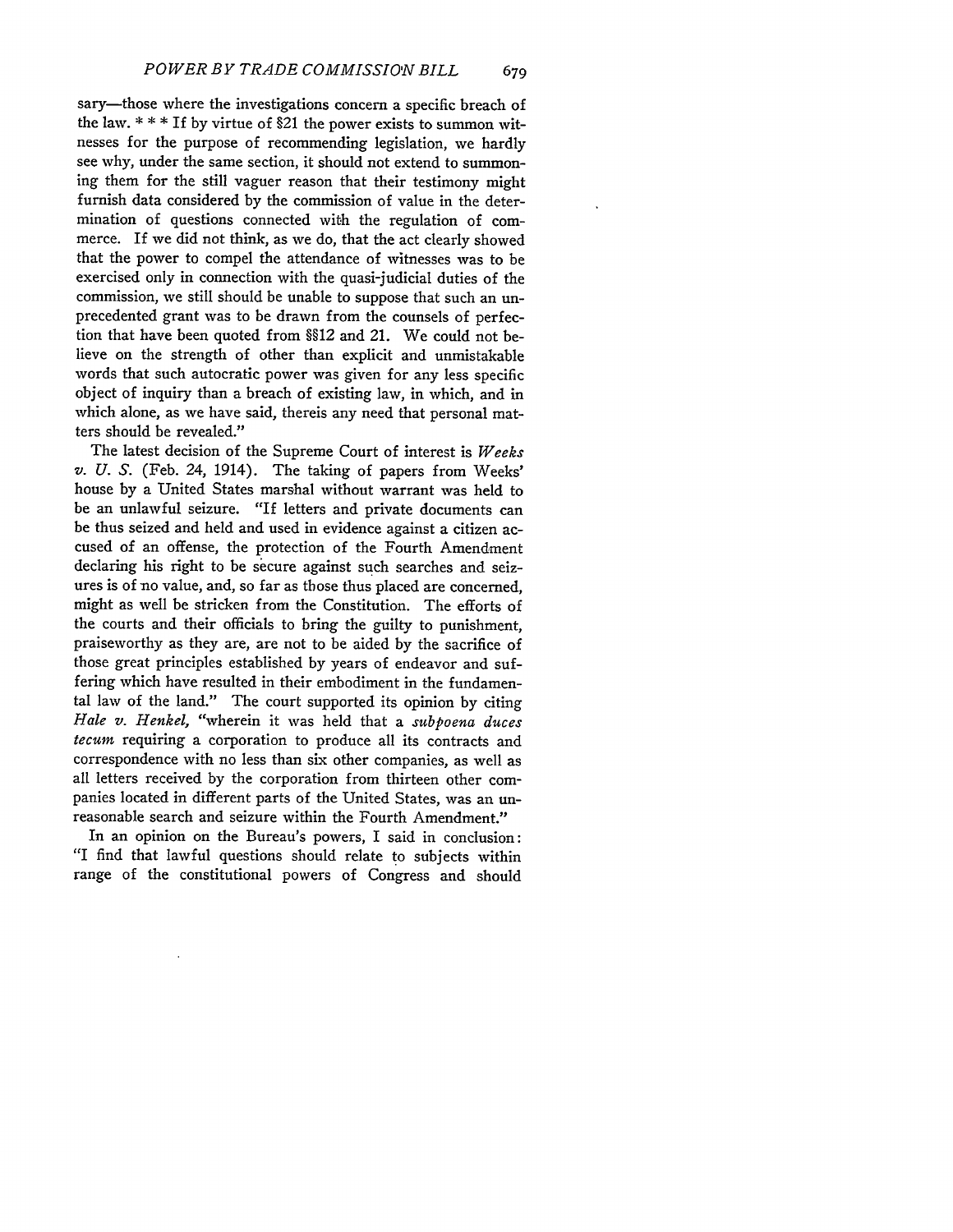sary—those where the investigations concern a specific breach of the law. * * * If by virtue of §21 the power exists to summon witnesses for the purpose of recommending legislation, we hardly see why, under the same section, it should not extend to summoning them for the still vaguer reason that their testimony might furnish data considered by the commission of value in the determination of questions connected with the regulation of commerce. If we did not think, as we do, that the act clearly showed that the power to compel the attendance of witnesses was to be exercised only in connection with the quasi-judicial duties of the commission, we still should be unable to suppose that such an unprecedented grant was to be drawn from the counsels of perfection that have been quoted from §§12 and 21. We could not believe on the strength of other than explicit and unmistakable words that such autocratic power was given for any less specific object of inquiry than a breach of existing law, in which, and in which alone, as we have said, thereis any need that personal matters should be revealed."

The latest decision of the Supreme Court of interest is *Weeks v. U. S.* (Feb. 24, 1914). The taking of papers from Weeks' house by a United States marshal without warrant was held to be an unlawful seizure. "If letters and private documents can be thus seized and held and used in evidence against a citizen accused of an offense, the protection of the Fourth Amendment declaring his right to be secure against such searches and seizures is of no value, and, so far as those thus placed are concerned, might as well be stricken from the Constitution. The efforts of the courts and their officials to bring the guilty to punishment, praiseworthy as they are, are not to be aided by the sacrifice of those great principles established by years of endeavor and suffering which have resulted in their embodiment in the fundamental law of the land." The court supported its opinion by citing *Hale v. Henkel,* "wherein it was held that a *subpoena duces tecum* requiring a corporation to produce all its contracts and correspondence with no less than six other companies, as well as all letters received by the corporation from thirteen other companies located in different parts of the United States, was an unreasonable search and seizure within the Fourth Amendment."

In an opinion on the Bureau's powers, I said in conclusion: "I find that lawful questions should relate to subjects within range of the constitutional powers of Congress and should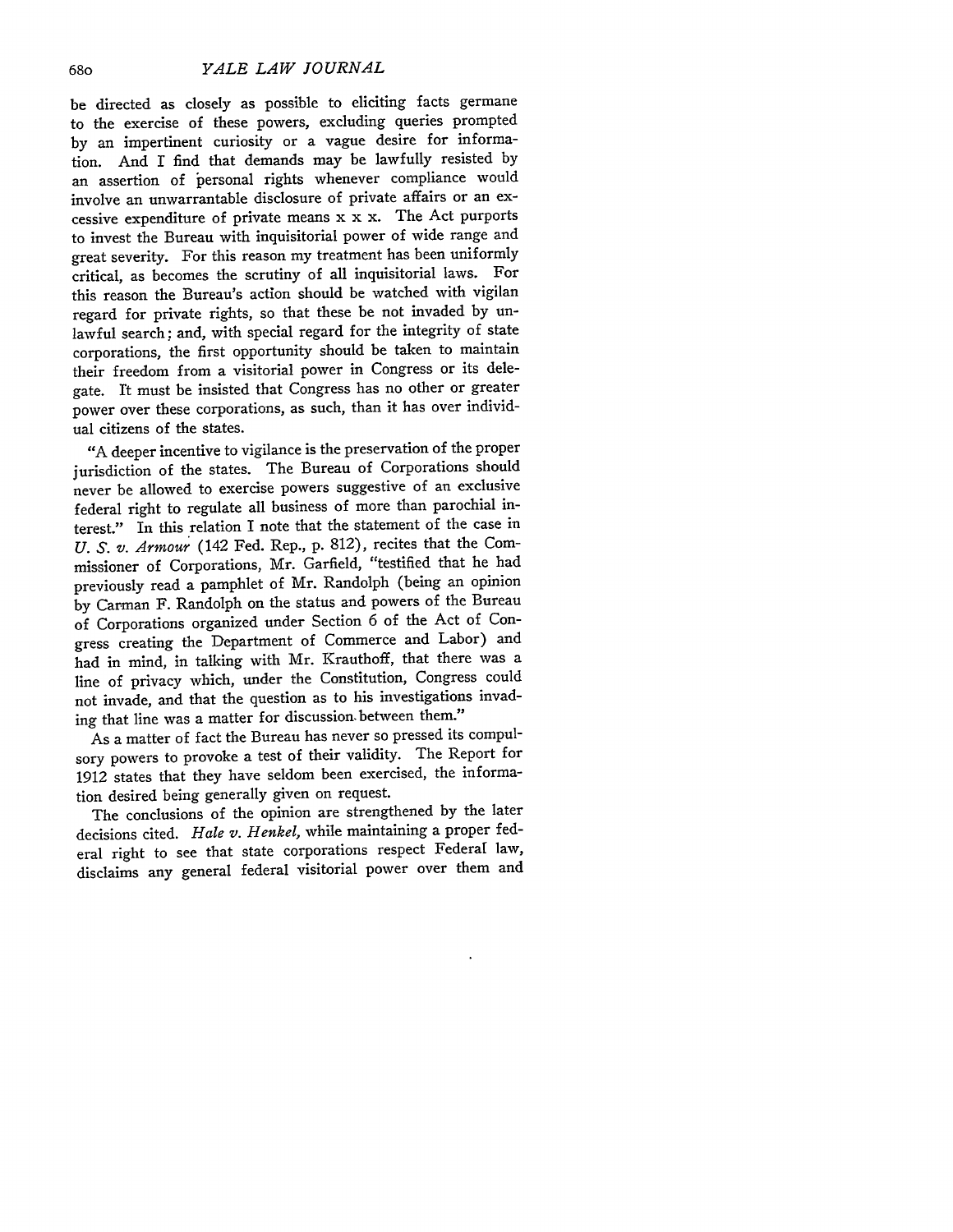be directed as closely as possible to eliciting facts germane to the exercise of these powers, excluding queries prompted by an impertinent curiosity or a vague desire for information. And I find that demands may be lawfully resisted by an assertion of personal rights whenever compliance would involve an unwarrantable disclosure of private affairs or an excessive expenditure of private means x x x. The Act purports to invest the Bureau with inquisitorial power of wide range and great severity. For this reason my treatment has been uniformly critical, as becomes the scrutiny of all inquisitorial laws. For this reason the Bureau's action should be watched with vigilan regard for private rights, so that these be not invaded by unlawful search; and, with special regard for the integrity of state corporations, the first opportunity should be taken to maintain their freedom from a visitorial power in Congress or its delegate. It must be insisted that Congress has no other or greater power over these corporations, as such, than it has over individual citizens of the states.

"A deeper incentive to vigilance is the preservation of the proper jurisdiction of the states. The Bureau of Corporations should never be allowed to exercise powers suggestive of an exclusive federal right to regulate all business of more than parochial interest." In this relation I note that the statement of the case in *U. S. v. Armour* (142 Fed. Rep., p. 812), recites that the Commissioner of Corporations, Mr. Garfield, "testified that he had previously read a pamphlet of Mr. Randolph (being an opinion by Carman F. Randolph on the status and powers of the Bureau of Corporations organized under Section 6 of the Act of Congress creating the Department of Commerce and Labor) and had in mind, in talking with Mr. Krauthoff, that there was a line of privacy which, under the Constitution, Congress could not invade, and that the question as to his investigations invading that line was a matter for discussion between them."

As a matter of fact the Bureau has never so pressed its compulsory powers to provoke a test of their validity. The Report for 1912 states that they have seldom been exercised, the information desired being generally given on request.

The conclusions of the opinion are strengthened by the later decisions cited. *Hale v. Henkel*, while maintaining a proper federal right to see that state corporations respect Federal law, disclaims any general federal visitorial power over them and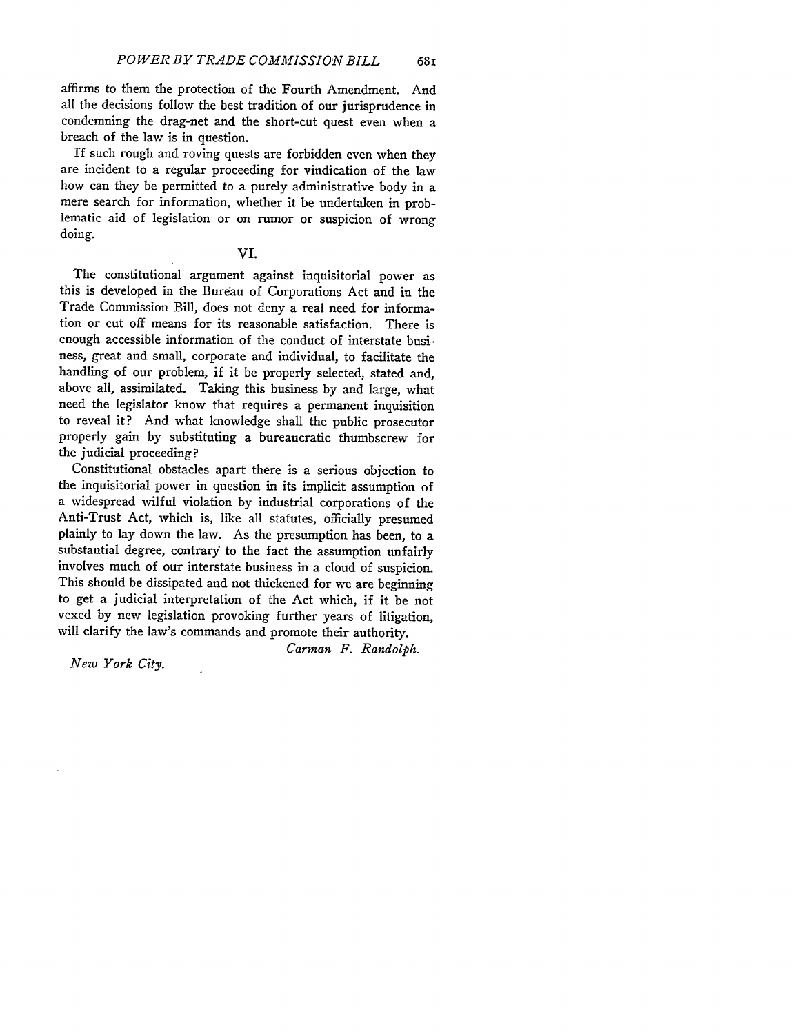affirms to them the protection of the Fourth Amendment. And all the decisions follow the best tradition of our jurisprudence in condemning the drag-net and the short-cut quest even when a breach of the law is in question.

If such rough and roving quests are forbidden even when they are incident to a regular proceeding for vindication of the law how can they be permitted to a purely administrative body in a mere search for information, whether it be undertaken in problematic aid of legislation or on rumor or suspicion of wrong doing.

## VI.

The constitutional argument against inquisitorial power as this is developed in the Bureau of Corporations Act and in the Trade Commission Bill, does not deny a real need for information or cut off means for its reasonable satisfaction. There is enough accessible information of the conduct of interstate business, great and small, corporate and individual, to facilitate the handling of our problem, if it be properly selected, stated and, above all, assimilated. Taking this business by and large, what need the legislator know that requires a permanent inquisition to reveal it? And what knowledge shall the public prosecutor properly gain by substituting a bureaucratic thumbscrew for the judicial proceeding?

Constitutional obstacles apart there is a serious objection to the inquisitorial power in question in its implicit assumption of a widespread wilful violation by industrial corporations of the Anti-Trust Act, which is, like all statutes, officially presumed plainly to lay down the law. As the presumption has been, to a substantial degree, contrary to the fact the assumption unfairly involves much of our interstate business in a cloud of suspicion. This should be dissipated and not thickened for we are beginning to get a judicial interpretation of the Act which, if it be not vexed by new legislation provoking further years of litigation, will clarify the law's commands and promote their authority.

*Carman F. Randolph.*

*New York City.*